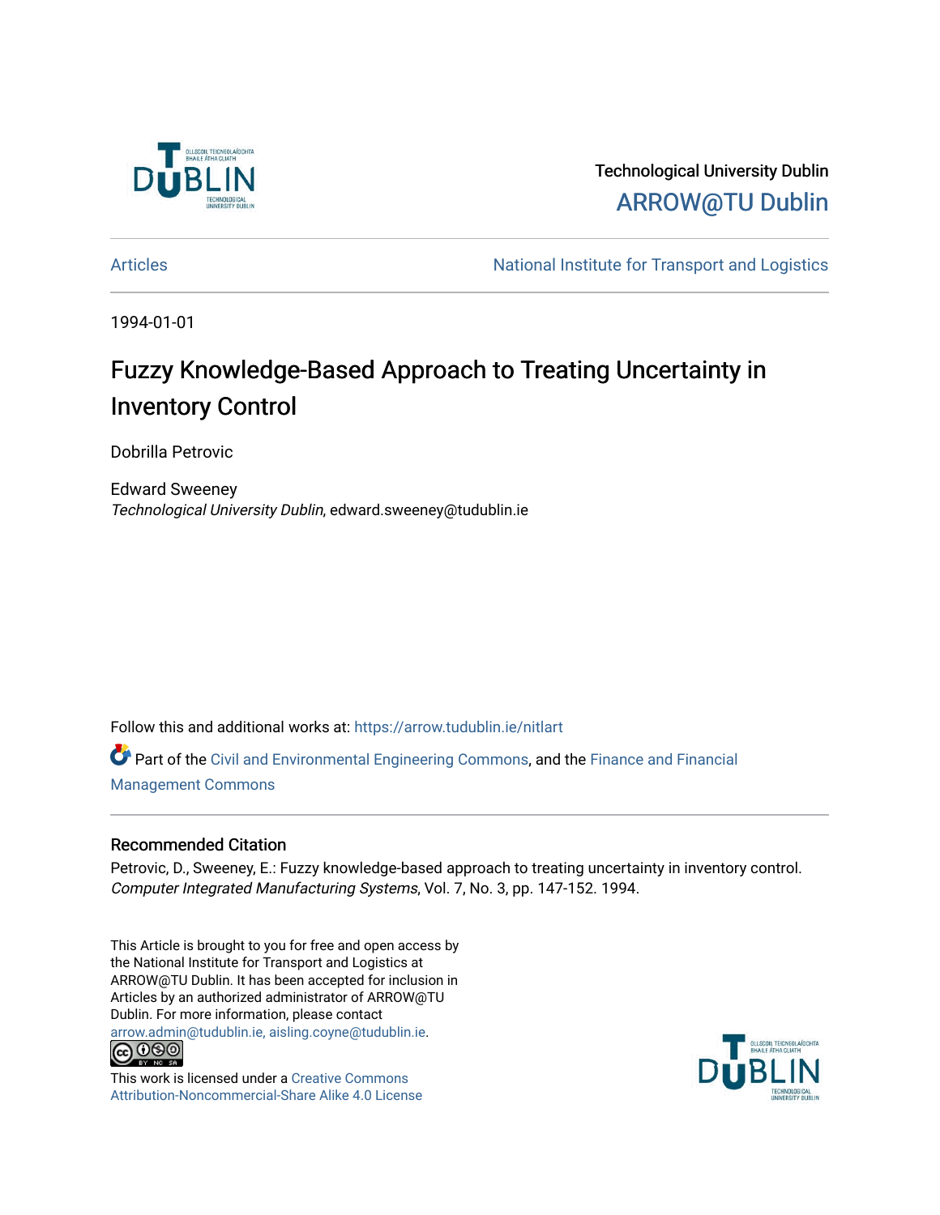Technological University Dublin

ARROW@TU Dublin

Articles | National Institute for Transport and Logistics

1994-01-01

# Fuzzy Knowledge-Based Approach to Treating Uncertainty in Inventory Control

Dobrilla Petrovic

Edward Sweeney
*Technological University Dublin*, edward.sweeney@tudublin.ie

Follow this and additional works at: https://arrow.tudublin.ie/nitlart

Part of the Civil and Environmental Engineering Commons, and the Finance and Financial Management Commons

## Recommended Citation

Petrovic, D., Sweeney, E.: Fuzzy knowledge-based approach to treating uncertainty in inventory control. *Computer Integrated Manufacturing Systems*, Vol. 7, No. 3, pp. 147-152. 1994.

This Article is brought to you for free and open access by the National Institute for Transport and Logistics at ARROW@TU Dublin. It has been accepted for inclusion in Articles by an authorized administrator of ARROW@TU Dublin. For more information, please contact arrow.admin@tudublin.ie, aisling.coyne@tudublin.ie.

This work is licensed under a Creative Commons Attribution-Noncommercial-Share Alike 4.0 License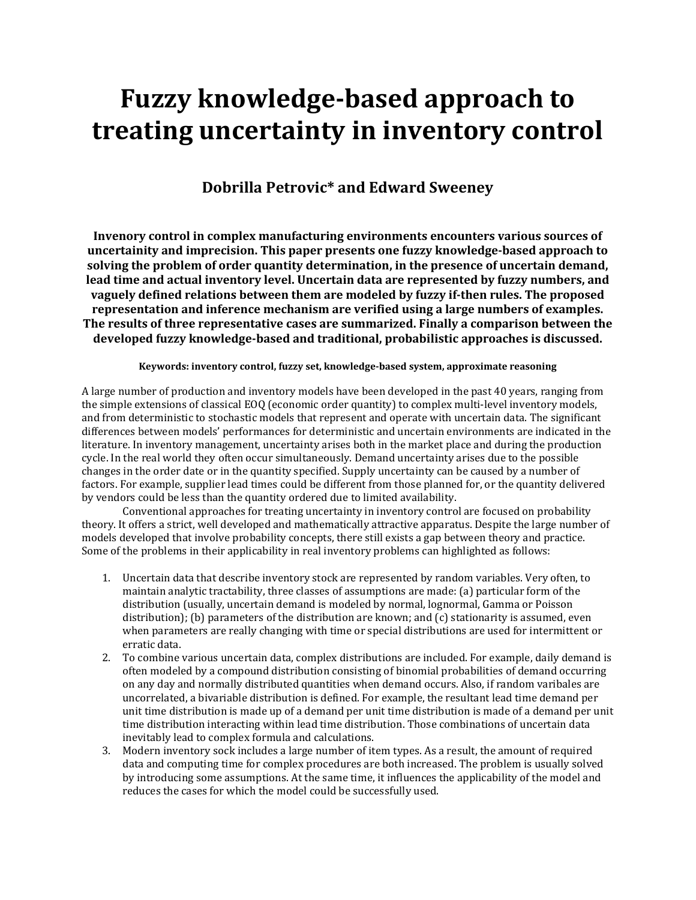# Fuzzy knowledge-based approach to treating uncertainty in inventory control

## Dobrilla Petrovic* and Edward Sweeney

**Invenory control in complex manufacturing environments encounters various sources of uncertainity and imprecision. This paper presents one fuzzy knowledge-based approach to solving the problem of order quantity determination, in the presence of uncertain demand, lead time and actual inventory level. Uncertain data are represented by fuzzy numbers, and vaguely defined relations between them are modeled by fuzzy if-then rules. The proposed representation and inference mechanism are verified using a large numbers of examples. The results of three representative cases are summarized. Finally a comparison between the developed fuzzy knowledge-based and traditional, probabilistic approaches is discussed.**

**Keywords: inventory control, fuzzy set, knowledge-based system, approximate reasoning**

A large number of production and inventory models have been developed in the past 40 years, ranging from the simple extensions of classical EOQ (economic order quantity) to complex multi-level inventory models, and from deterministic to stochastic models that represent and operate with uncertain data. The significant differences between models' performances for deterministic and uncertain environments are indicated in the literature. In inventory management, uncertainty arises both in the market place and during the production cycle. In the real world they often occur simultaneously. Demand uncertainty arises due to the possible changes in the order date or in the quantity specified. Supply uncertainty can be caused by a number of factors. For example, supplier lead times could be different from those planned for, or the quantity delivered by vendors could be less than the quantity ordered due to limited availability.

Conventional approaches for treating uncertainty in inventory control are focused on probability theory. It offers a strict, well developed and mathematically attractive apparatus. Despite the large number of models developed that involve probability concepts, there still exists a gap between theory and practice. Some of the problems in their applicability in real inventory problems can highlighted as follows:

1. Uncertain data that describe inventory stock are represented by random variables. Very often, to maintain analytic tractability, three classes of assumptions are made: (a) particular form of the distribution (usually, uncertain demand is modeled by normal, lognormal, Gamma or Poisson distribution); (b) parameters of the distribution are known; and (c) stationarity is assumed, even when parameters are really changing with time or special distributions are used for intermittent or erratic data.
2. To combine various uncertain data, complex distributions are included. For example, daily demand is often modeled by a compound distribution consisting of binomial probabilities of demand occurring on any day and normally distributed quantities when demand occurs. Also, if random varibales are uncorrelated, a bivariable distribution is defined. For example, the resultant lead time demand per unit time distribution is made up of a demand per unit time distribution is made of a demand per unit time distribution interacting within lead time distribution. Those combinations of uncertain data inevitably lead to complex formula and calculations.
3. Modern inventory sock includes a large number of item types. As a result, the amount of required data and computing time for complex procedures are both increased. The problem is usually solved by introducing some assumptions. At the same time, it influences the applicability of the model and reduces the cases for which the model could be successfully used.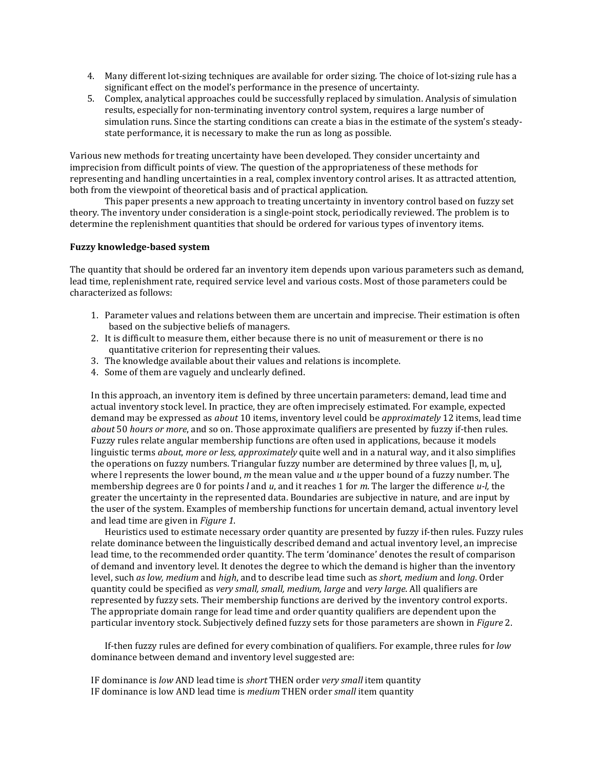4. Many different lot-sizing techniques are available for order sizing. The choice of lot-sizing rule has a significant effect on the model's performance in the presence of uncertainty.
5. Complex, analytical approaches could be successfully replaced by simulation. Analysis of simulation results, especially for non-terminating inventory control system, requires a large number of simulation runs. Since the starting conditions can create a bias in the estimate of the system's steady-state performance, it is necessary to make the run as long as possible.

Various new methods for treating uncertainty have been developed. They consider uncertainty and imprecision from difficult points of view. The question of the appropriateness of these methods for representing and handling uncertainties in a real, complex inventory control arises. It as attracted attention, both from the viewpoint of theoretical basis and of practical application.

This paper presents a new approach to treating uncertainty in inventory control based on fuzzy set theory. The inventory under consideration is a single-point stock, periodically reviewed. The problem is to determine the replenishment quantities that should be ordered for various types of inventory items.

**Fuzzy knowledge-based system**

The quantity that should be ordered far an inventory item depends upon various parameters such as demand, lead time, replenishment rate, required service level and various costs. Most of those parameters could be characterized as follows:

1. Parameter values and relations between them are uncertain and imprecise. Their estimation is often based on the subjective beliefs of managers.
2. It is difficult to measure them, either because there is no unit of measurement or there is no quantitative criterion for representing their values.
3. The knowledge available about their values and relations is incomplete.
4. Some of them are vaguely and unclearly defined.

In this approach, an inventory item is defined by three uncertain parameters: demand, lead time and actual inventory stock level. In practice, they are often imprecisely estimated. For example, expected demand may be expressed as *about* 10 items, inventory level could be *approximately* 12 items, lead time *about* 50 *hours or more*, and so on. Those approximate qualifiers are presented by fuzzy if-then rules. Fuzzy rules relate angular membership functions are often used in applications, because it models linguistic terms *about*, *more or less, approximately* quite well and in a natural way, and it also simplifies the operations on fuzzy numbers. Triangular fuzzy number are determined by three values [l, m, u], where l represents the lower bound, *m* the mean value and *u* the upper bound of a fuzzy number. The membership degrees are 0 for points *l* and *u*, and it reaches 1 for *m*. The larger the difference *u-l,* the greater the uncertainty in the represented data. Boundaries are subjective in nature, and are input by the user of the system. Examples of membership functions for uncertain demand, actual inventory level and lead time are given in *Figure 1*.

Heuristics used to estimate necessary order quantity are presented by fuzzy if-then rules. Fuzzy rules relate dominance between the linguistically described demand and actual inventory level, an imprecise lead time, to the recommended order quantity. The term 'dominance' denotes the result of comparison of demand and inventory level. It denotes the degree to which the demand is higher than the inventory level, such *as low, medium* and *high*, and to describe lead time such as *short, medium* and *long*. Order quantity could be specified as *very small, small, medium, large* and *very large*. All qualifiers are represented by fuzzy sets. Their membership functions are derived by the inventory control exports. The appropriate domain range for lead time and order quantity qualifiers are dependent upon the particular inventory stock. Subjectively defined fuzzy sets for those parameters are shown in *Figure* 2.

If-then fuzzy rules are defined for every combination of qualifiers. For example, three rules for *low* dominance between demand and inventory level suggested are:

IF dominance is *low* AND lead time is *short* THEN order *very small* item quantity
IF dominance is low AND lead time is *medium* THEN order *small* item quantity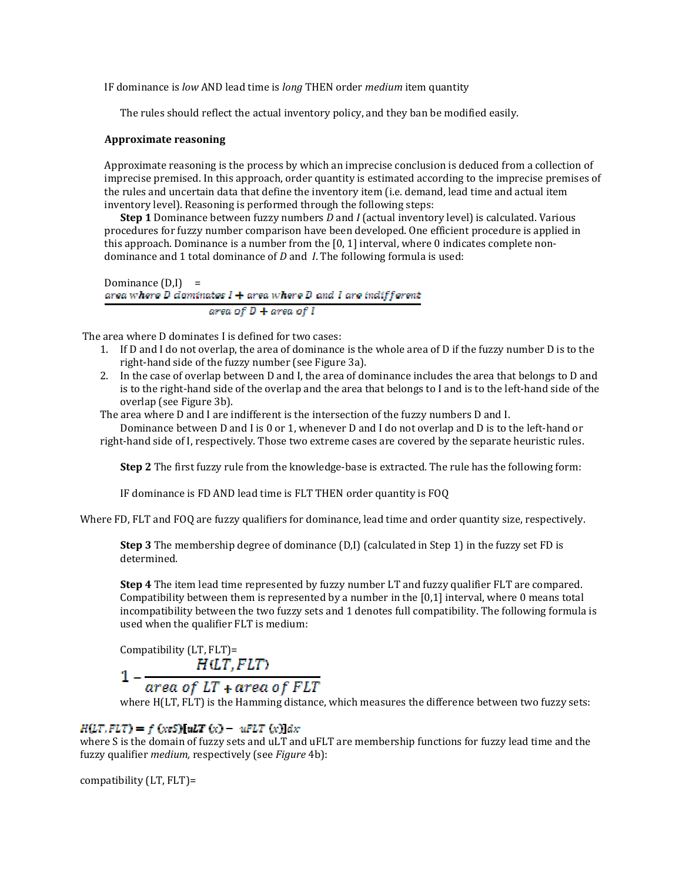IF dominance is *low* AND lead time is *long* THEN order *medium* item quantity

The rules should reflect the actual inventory policy, and they ban be modified easily.

**Approximate reasoning**

Approximate reasoning is the process by which an imprecise conclusion is deduced from a collection of imprecise premised. In this approach, order quantity is estimated according to the imprecise premises of the rules and uncertain data that define the inventory item (i.e. demand, lead time and actual item inventory level). Reasoning is performed through the following steps:

**Step 1** Dominance between fuzzy numbers *D* and *I* (actual inventory level) is calculated. Various procedures for fuzzy number comparison have been developed. One efficient procedure is applied in this approach. Dominance is a number from the [0, 1] interval, where 0 indicates complete non-dominance and 1 total dominance of *D* and *I*. The following formula is used:

$$\text{Dominance (D,I)} = \frac{\text{area where D dominates I} + \text{area where D and I are indifferent}}{\text{area of D} + \text{area of I}}$$

The area where D dominates I is defined for two cases:

1. If D and I do not overlap, the area of dominance is the whole area of D if the fuzzy number D is to the right-hand side of the fuzzy number (see Figure 3a).
2. In the case of overlap between D and I, the area of dominance includes the area that belongs to D and is to the right-hand side of the overlap and the area that belongs to I and is to the left-hand side of the overlap (see Figure 3b).

The area where D and I are indifferent is the intersection of the fuzzy numbers D and I.

Dominance between D and I is 0 or 1, whenever D and I do not overlap and D is to the left-hand or right-hand side of I, respectively. Those two extreme cases are covered by the separate heuristic rules.

**Step 2** The first fuzzy rule from the knowledge-base is extracted. The rule has the following form:

IF dominance is FD AND lead time is FLT THEN order quantity is FOQ

Where FD, FLT and FOQ are fuzzy qualifiers for dominance, lead time and order quantity size, respectively.

**Step 3** The membership degree of dominance (D,I) (calculated in Step 1) in the fuzzy set FD is determined.

**Step 4** The item lead time represented by fuzzy number LT and fuzzy qualifier FLT are compared. Compatibility between them is represented by a number in the [0,1] interval, where 0 means total incompatibility between the two fuzzy sets and 1 denotes full compatibility. The following formula is used when the qualifier FLT is medium:

$$\text{Compatibility (LT, FLT)} = 1 - \frac{H(LT, FLT)}{\text{area of } LT + \text{area of } FLT}$$

where H(LT, FLT) is the Hamming distance, which measures the difference between two fuzzy sets:

$$H(LT, FLT) = \int_{(x \in S)} |uLT(x) - uFLT(x)| dx$$

where S is the domain of fuzzy sets and uLT and uFLT are membership functions for fuzzy lead time and the fuzzy qualifier *medium,* respectively (see *Figure* 4b):

compatibility (LT, FLT)=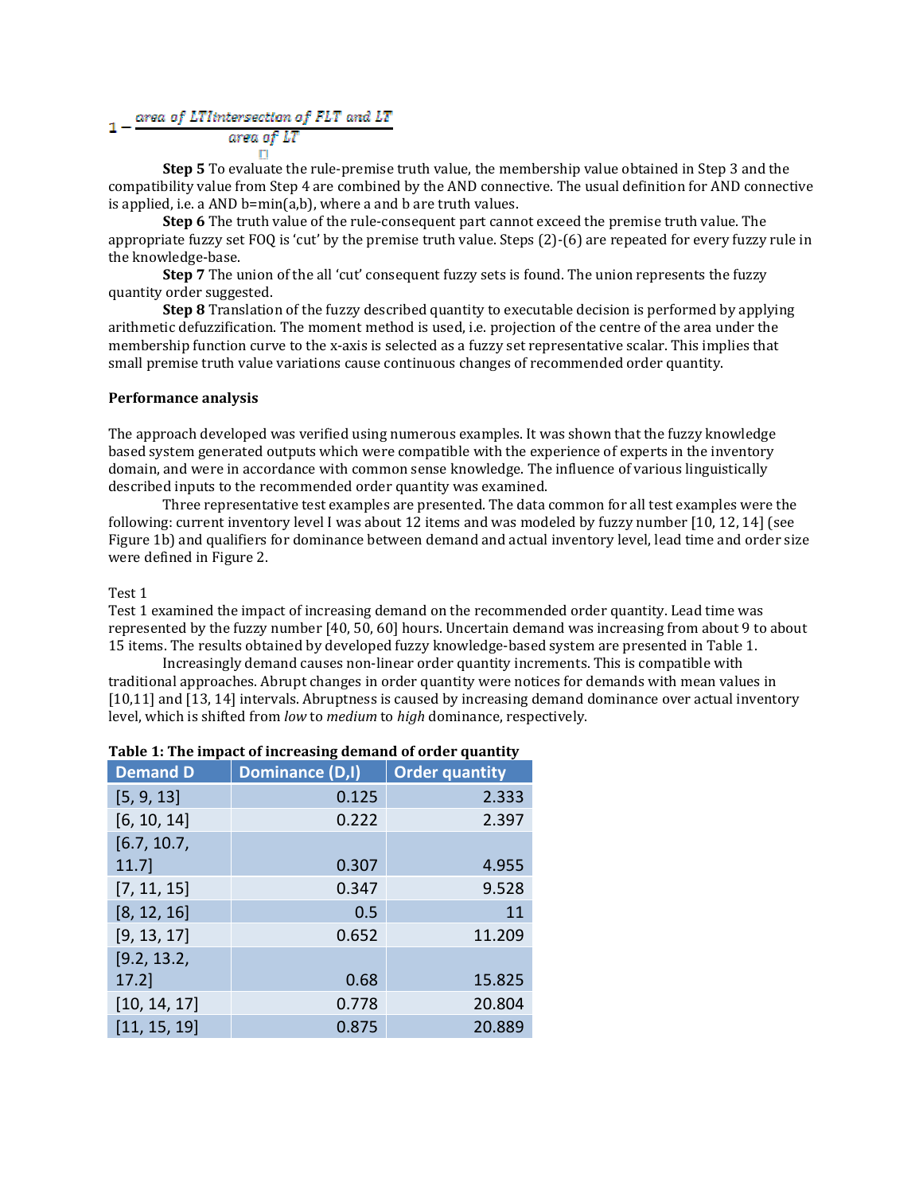$$1 - \frac{\text{area of LTIintersection of FLT and LT}}{\text{area of LT}}$$

**Step 5** To evaluate the rule-premise truth value, the membership value obtained in Step 3 and the compatibility value from Step 4 are combined by the AND connective. The usual definition for AND connective is applied, i.e. a AND b=min(a,b), where a and b are truth values.

**Step 6** The truth value of the rule-consequent part cannot exceed the premise truth value. The appropriate fuzzy set FOQ is 'cut' by the premise truth value. Steps (2)-(6) are repeated for every fuzzy rule in the knowledge-base.

**Step 7** The union of the all 'cut' consequent fuzzy sets is found. The union represents the fuzzy quantity order suggested.

**Step 8** Translation of the fuzzy described quantity to executable decision is performed by applying arithmetic defuzzification. The moment method is used, i.e. projection of the centre of the area under the membership function curve to the x-axis is selected as a fuzzy set representative scalar. This implies that small premise truth value variations cause continuous changes of recommended order quantity.

**Performance analysis**

The approach developed was verified using numerous examples. It was shown that the fuzzy knowledge based system generated outputs which were compatible with the experience of experts in the inventory domain, and were in accordance with common sense knowledge. The influence of various linguistically described inputs to the recommended order quantity was examined.

Three representative test examples are presented. The data common for all test examples were the following: current inventory level I was about 12 items and was modeled by fuzzy number [10, 12, 14] (see Figure 1b) and qualifiers for dominance between demand and actual inventory level, lead time and order size were defined in Figure 2.

Test 1

Test 1 examined the impact of increasing demand on the recommended order quantity. Lead time was represented by the fuzzy number [40, 50, 60] hours. Uncertain demand was increasing from about 9 to about 15 items. The results obtained by developed fuzzy knowledge-based system are presented in Table 1.

Increasingly demand causes non-linear order quantity increments. This is compatible with traditional approaches. Abrupt changes in order quantity were notices for demands with mean values in [10,11] and [13, 14] intervals. Abruptness is caused by increasing demand dominance over actual inventory level, which is shifted from *low* to *medium* to *high* dominance, respectively.

**Table 1: The impact of increasing demand of order quantity**

| Demand D | Dominance (D,I) | Order quantity |
|---|---|---|
| [5, 9, 13] | 0.125 | 2.333 |
| [6, 10, 14] | 0.222 | 2.397 |
| [6.7, 10.7, 11.7] | 0.307 | 4.955 |
| [7, 11, 15] | 0.347 | 9.528 |
| [8, 12, 16] | 0.5 | 11 |
| [9, 13, 17] | 0.652 | 11.209 |
| [9.2, 13.2, 17.2] | 0.68 | 15.825 |
| [10, 14, 17] | 0.778 | 20.804 |
| [11, 15, 19] | 0.875 | 20.889 |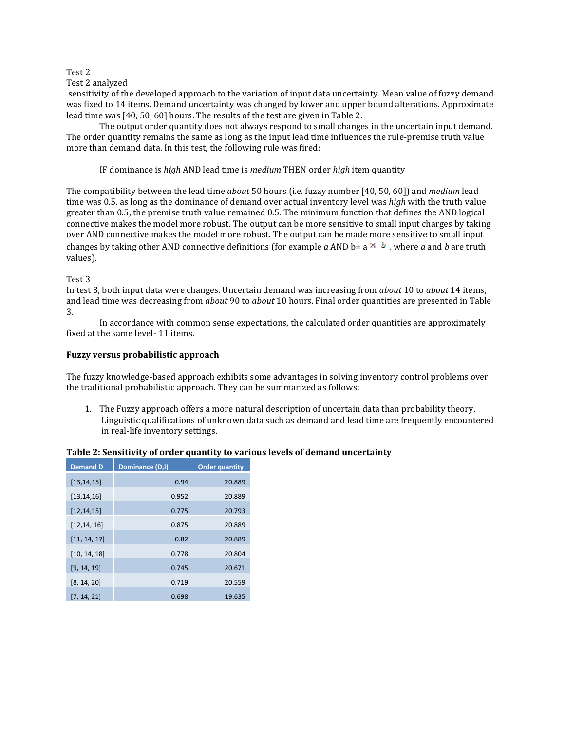Test 2

Test 2 analyzed sensitivity of the developed approach to the variation of input data uncertainty. Mean value of fuzzy demand was fixed to 14 items. Demand uncertainty was changed by lower and upper bound alterations. Approximate lead time was [40, 50, 60] hours. The results of the test are given in Table 2.

The output order quantity does not always respond to small changes in the uncertain input demand. The order quantity remains the same as long as the input lead time influences the rule-premise truth value more than demand data. In this test, the following rule was fired:

IF dominance is *high* AND lead time is *medium* THEN order *high* item quantity

The compatibility between the lead time *about* 50 hours (i.e. fuzzy number [40, 50, 60]) and *medium* lead time was 0.5. as long as the dominance of demand over actual inventory level was *high* with the truth value greater than 0.5, the premise truth value remained 0.5. The minimum function that defines the AND logical connective makes the model more robust. The output can be more sensitive to small input charges by taking over AND connective makes the model more robust. The output can be made more sensitive to small input changes by taking other AND connective definitions (for example *a* AND b= a $\times$ *b* , where *a* and *b* are truth values).

Test 3

In test 3, both input data were changes. Uncertain demand was increasing from *about* 10 to *about* 14 items, and lead time was decreasing from *about* 90 to *about* 10 hours. Final order quantities are presented in Table 3.

In accordance with common sense expectations, the calculated order quantities are approximately fixed at the same level- 11 items.

**Fuzzy versus probabilistic approach**

The fuzzy knowledge-based approach exhibits some advantages in solving inventory control problems over the traditional probabilistic approach. They can be summarized as follows:

1. The Fuzzy approach offers a more natural description of uncertain data than probability theory. Linguistic qualifications of unknown data such as demand and lead time are frequently encountered in real-life inventory settings.

**Table 2: Sensitivity of order quantity to various levels of demand uncertainty**

| Demand D | Dominance (D,I) | Order quantity |
|---|---|---|
| [13,14,15] | 0.94 | 20.889 |
| [13,14,16] | 0.952 | 20.889 |
| [12,14,15] | 0.775 | 20.793 |
| [12,14, 16] | 0.875 | 20.889 |
| [11, 14, 17] | 0.82 | 20.889 |
| [10, 14, 18] | 0.778 | 20.804 |
| [9, 14, 19] | 0.745 | 20.671 |
| [8, 14, 20] | 0.719 | 20.559 |
| [7, 14, 21] | 0.698 | 19.635 |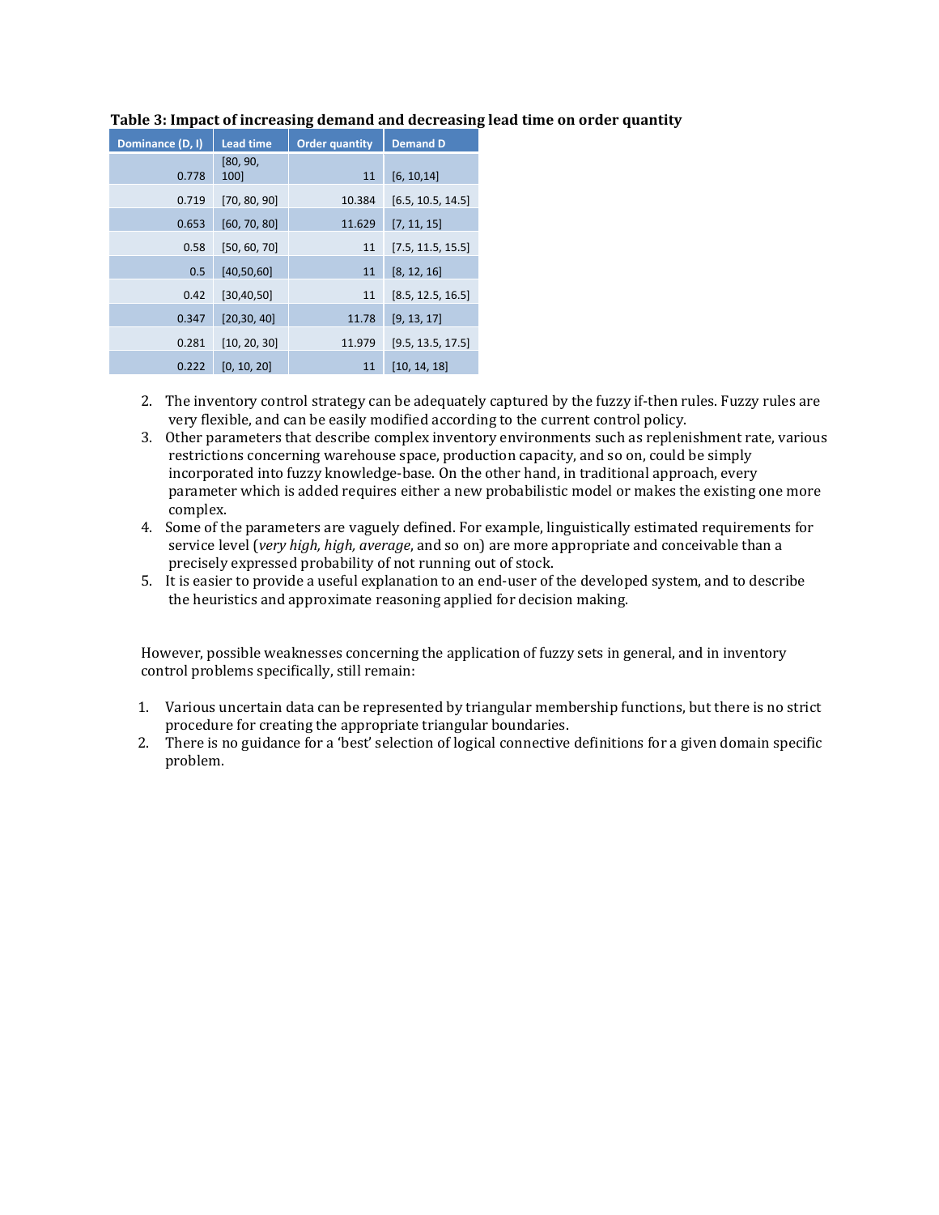**Table 3: Impact of increasing demand and decreasing lead time on order quantity**

| Dominance (D, I) | Lead time | Order quantity | Demand D |
|---|---|---|---|
| 0.778 | [80, 90, 100] | 11 | [6, 10,14] |
| 0.719 | [70, 80, 90] | 10.384 | [6.5, 10.5, 14.5] |
| 0.653 | [60, 70, 80] | 11.629 | [7, 11, 15] |
| 0.58 | [50, 60, 70] | 11 | [7.5, 11.5, 15.5] |
| 0.5 | [40,50,60] | 11 | [8, 12, 16] |
| 0.42 | [30,40,50] | 11 | [8.5, 12.5, 16.5] |
| 0.347 | [20,30, 40] | 11.78 | [9, 13, 17] |
| 0.281 | [10, 20, 30] | 11.979 | [9.5, 13.5, 17.5] |
| 0.222 | [0, 10, 20] | 11 | [10, 14, 18] |

2. The inventory control strategy can be adequately captured by the fuzzy if-then rules. Fuzzy rules are very flexible, and can be easily modified according to the current control policy.
3. Other parameters that describe complex inventory environments such as replenishment rate, various restrictions concerning warehouse space, production capacity, and so on, could be simply incorporated into fuzzy knowledge-base. On the other hand, in traditional approach, every parameter which is added requires either a new probabilistic model or makes the existing one more complex.
4. Some of the parameters are vaguely defined. For example, linguistically estimated requirements for service level (*very high, high, average*, and so on) are more appropriate and conceivable than a precisely expressed probability of not running out of stock.
5. It is easier to provide a useful explanation to an end-user of the developed system, and to describe the heuristics and approximate reasoning applied for decision making.

However, possible weaknesses concerning the application of fuzzy sets in general, and in inventory control problems specifically, still remain:

1. Various uncertain data can be represented by triangular membership functions, but there is no strict procedure for creating the appropriate triangular boundaries.
2. There is no guidance for a 'best' selection of logical connective definitions for a given domain specific problem.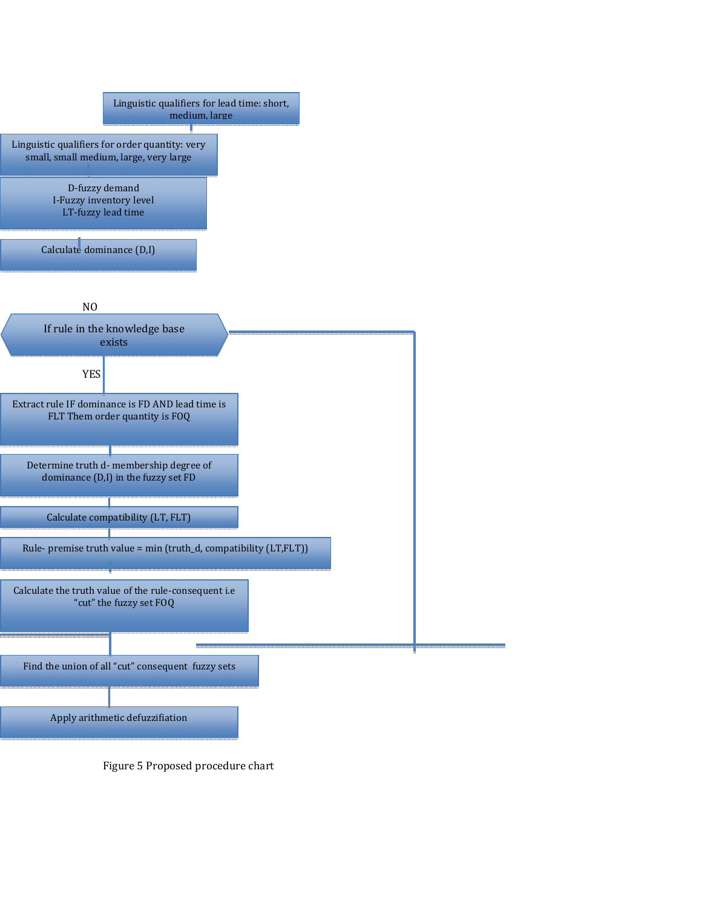Linguistic qualifiers for lead time: short, medium, large

Linguistic qualifiers for order quantity: very small, small medium, large, very large

D-fuzzy demand
I-Fuzzy inventory level
LT-fuzzy lead time

Calculate dominance (D,I)

NO

If rule in the knowledge base exists

YES

Extract rule IF dominance is FD AND lead time is FLT Them order quantity is FOQ

Determine truth d- membership degree of dominance (D,I) in the fuzzy set FD

Calculate compatibility (LT, FLT)

Rule- premise truth value = min (truth_d, compatibility (LT,FLT))

Calculate the truth value of the rule-consequent i.e "cut" the fuzzy set FOQ

Find the union of all "cut" consequent fuzzy sets

Apply arithmetic defuzzifiation

Figure 5 Proposed procedure chart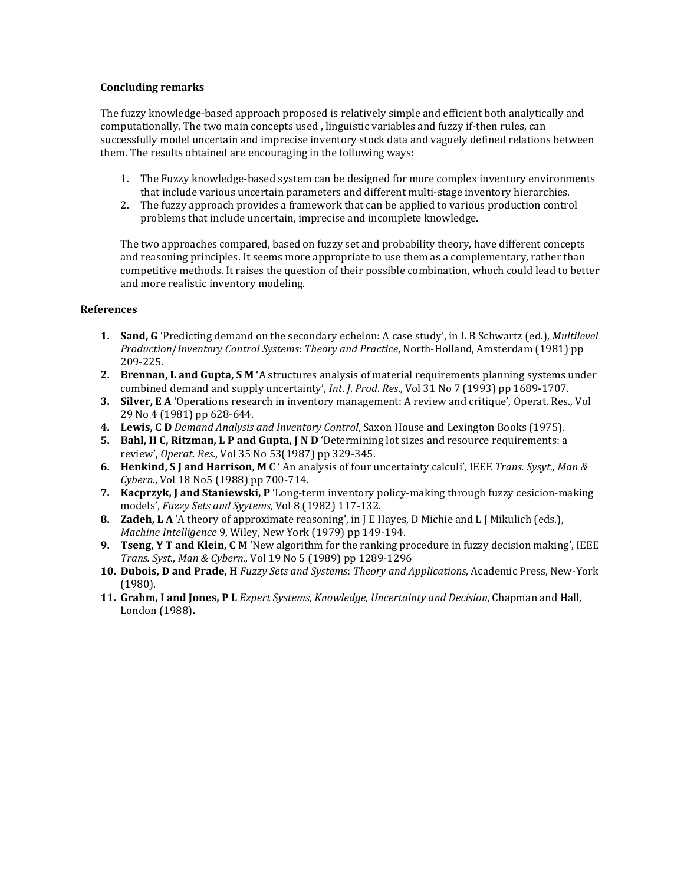**Concluding remarks**

The fuzzy knowledge-based approach proposed is relatively simple and efficient both analytically and computationally. The two main concepts used , linguistic variables and fuzzy if-then rules, can successfully model uncertain and imprecise inventory stock data and vaguely defined relations between them. The results obtained are encouraging in the following ways:

1. The Fuzzy knowledge-based system can be designed for more complex inventory environments that include various uncertain parameters and different multi-stage inventory hierarchies.
2. The fuzzy approach provides a framework that can be applied to various production control problems that include uncertain, imprecise and incomplete knowledge.

The two approaches compared, based on fuzzy set and probability theory, have different concepts and reasoning principles. It seems more appropriate to use them as a complementary, rather than competitive methods. It raises the question of their possible combination, whoch could lead to better and more realistic inventory modeling.

## References

1. **Sand, G** 'Predicting demand on the secondary echelon: A case study', in L B Schwartz (ed.), *Multilevel Production/Inventory Control Systems*: *Theory and Practice*, North-Holland, Amsterdam (1981) pp 209-225.
2. **Brennan, L and Gupta, S M** 'A structures analysis of material requirements planning systems under combined demand and supply uncertainty', *Int*. *J*. *Prod*. *Res*., Vol 31 No 7 (1993) pp 1689-1707.
3. **Silver, E A** 'Operations research in inventory management: A review and critique', Operat. Res., Vol 29 No 4 (1981) pp 628-644.
4. **Lewis, C D** *Demand Analysis and Inventory Control*, Saxon House and Lexington Books (1975).
5. **Bahl, H C, Ritzman, L P and Gupta, J N D** 'Determining lot sizes and resource requirements: a review', *Operat. Res.*, Vol 35 No 53(1987) pp 329-345.
6. **Henkind, S J and Harrison, M C** ' An analysis of four uncertainty calculi', IEEE *Trans. Sysyt., Man & Cybern*., Vol 18 No5 (1988) pp 700-714.
7. **Kacprzyk, J and Staniewski, P** 'Long-term inventory policy-making through fuzzy cesicion-making models', *Fuzzy Sets and Syytems*, Vol 8 (1982) 117-132.
8. **Zadeh, L A** 'A theory of approximate reasoning', in J E Hayes, D Michie and L J Mikulich (eds.), *Machine Intelligence* 9, Wiley, New York (1979) pp 149-194.
9. **Tseng, Y T and Klein, C M** 'New algorithm for the ranking procedure in fuzzy decision making', IEEE *Trans. Syst*., *Man & Cybern*., Vol 19 No 5 (1989) pp 1289-1296
10. **Dubois, D and Prade, H** *Fuzzy Sets and Systems*: *Theory and Applications*, Academic Press, New-York (1980).
11. **Grahm, I and Jones, P L** *Expert Systems*, *Knowledge*, *Uncertainty and Decision*, Chapman and Hall, London (1988)**.**